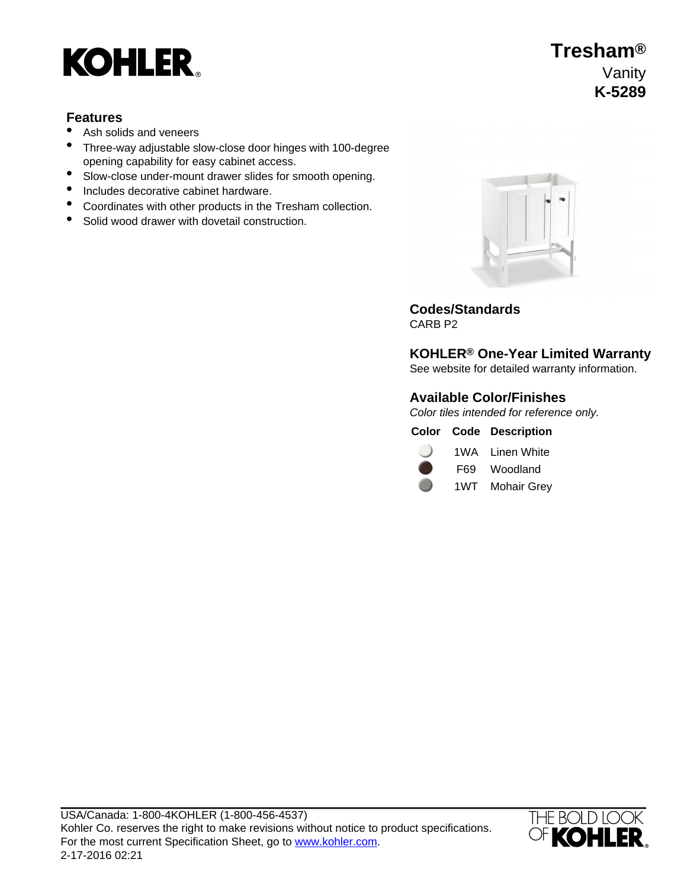# Tresham®

Vanity

**K-5289**

## Features

- Ash solids and veneers
- Three-way adjustable slow-close door hinges with 100-degree opening capability for easy cabinet access.
- Slow-close under-mount drawer slides for smooth opening.
- Includes decorative cabinet hardware.
- Coordinates with other products in the Tresham collection.
- Solid wood drawer with dovetail construction.

## Codes/Standards

CARB P2

## KOHLER® One-Year Limited Warranty

See website for detailed warranty information.

## Available Color/Finishes

*Color tiles intended for reference only.*

| Color | Code | Description |
|---|---|---|
| | 1WA | Linen White |
| | F69 | Woodland |
| | 1WT | Mohair Grey |

USA/Canada: 1-800-4KOHLER (1-800-456-4537)
Kohler Co. reserves the right to make revisions without notice to product specifications.
For the most current Specification Sheet, go to www.kohler.com.
2-17-2016 02:21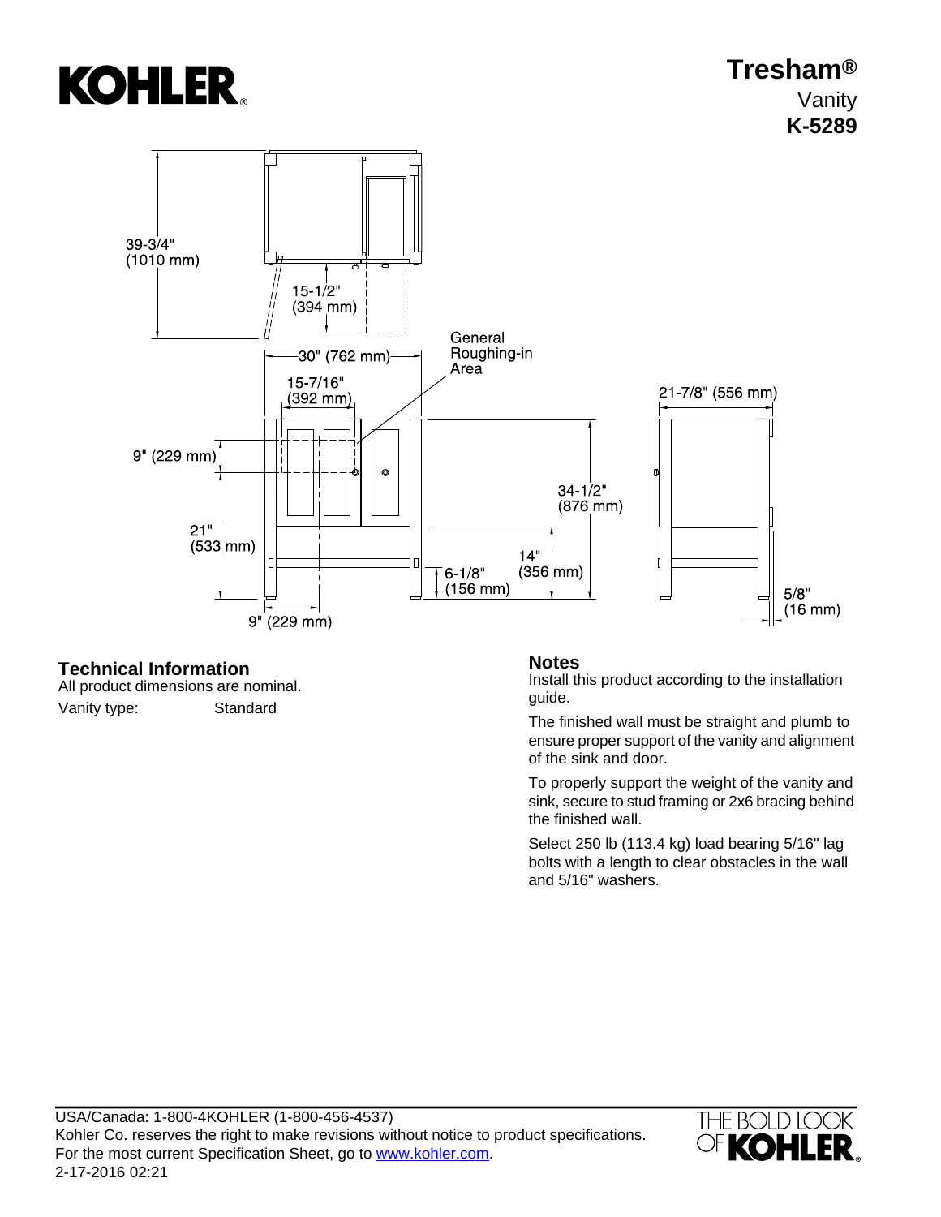# Tresham®

Vanity

**K-5289**

39-3/4"
(1010 mm)

15-1/2"
(394 mm)

30" (762 mm)

General
Roughing-in
Area

15-7/16"
(392 mm)

21-7/8" (556 mm)

9" (229 mm)

34-1/2"
(876 mm)

21"
(533 mm)

14"
(356 mm)

6-1/8"
(156 mm)

5/8"
(16 mm)

9" (229 mm)

## Technical Information

All product dimensions are nominal.

| | |
|---|---|
| Vanity type: | Standard |

## Notes

Install this product according to the installation guide.

The finished wall must be straight and plumb to ensure proper support of the vanity and alignment of the sink and door.

To properly support the weight of the vanity and sink, secure to stud framing or 2x6 bracing behind the finished wall.

Select 250 lb (113.4 kg) load bearing 5/16" lag bolts with a length to clear obstacles in the wall and 5/16" washers.

USA/Canada: 1-800-4KOHLER (1-800-456-4537)
Kohler Co. reserves the right to make revisions without notice to product specifications.
For the most current Specification Sheet, go to www.kohler.com.
2-17-2016 02:21